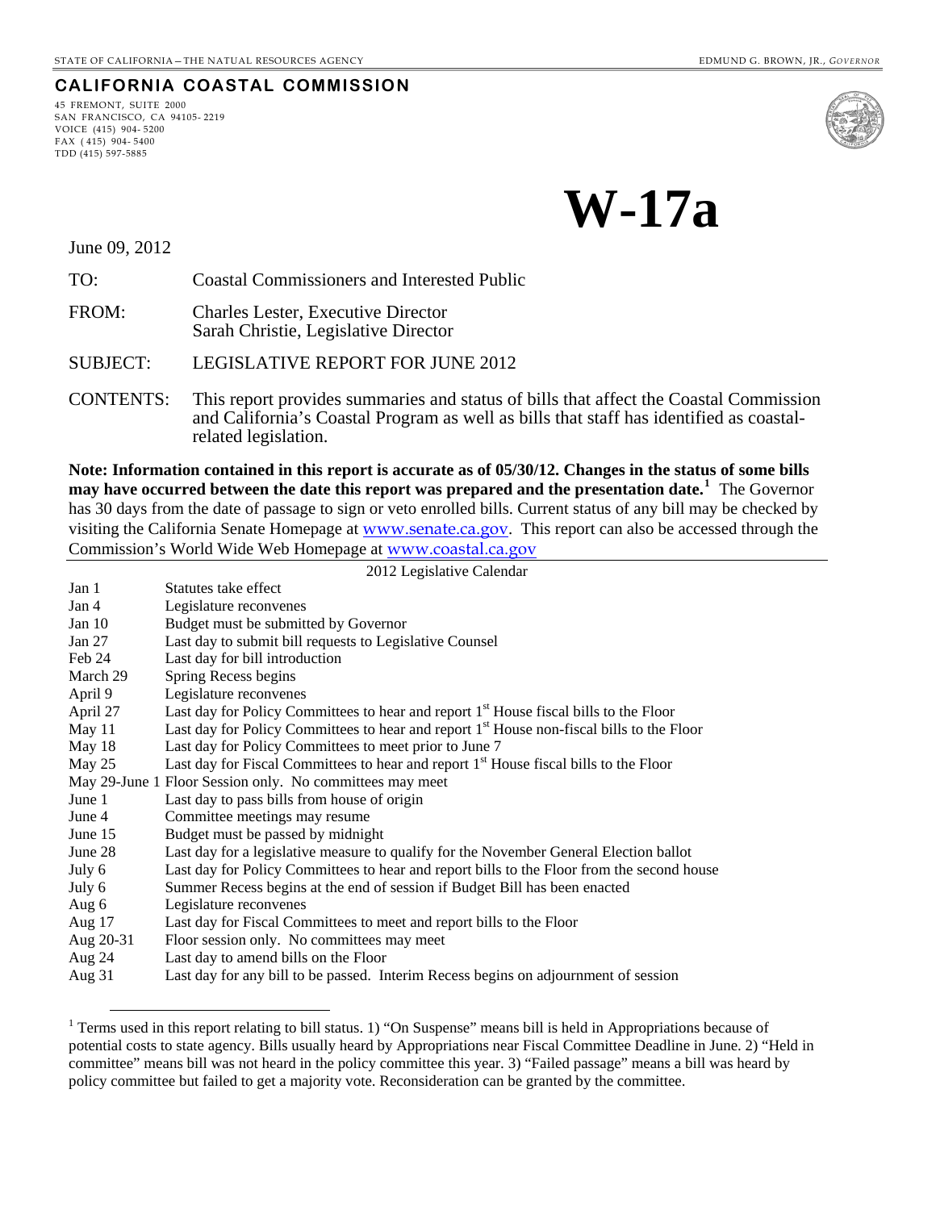STATE OF CALIFORNIA – THE NATURAL RESOURCES AGENCY — EDMUND G. BROWN, JR., *GOVERNOR*

## CALIFORNIA COASTAL COMMISSION

45 FREMONT, SUITE 2000
SAN FRANCISCO, CA 94105- 2219
VOICE (415) 904- 5200
FAX ( 415) 904- 5400
TDD (415) 597-5885

# W-17a

June 09, 2012

TO: Coastal Commissioners and Interested Public

FROM: Charles Lester, Executive Director
Sarah Christie, Legislative Director

SUBJECT: LEGISLATIVE REPORT FOR JUNE 2012

CONTENTS: This report provides summaries and status of bills that affect the Coastal Commission and California's Coastal Program as well as bills that staff has identified as coastal-related legislation.

**Note: Information contained in this report is accurate as of 05/30/12. Changes in the status of some bills may have occurred between the date this report was prepared and the presentation date.[1]** The Governor has 30 days from the date of passage to sign or veto enrolled bills. Current status of any bill may be checked by visiting the California Senate Homepage at www.senate.ca.gov. This report can also be accessed through the Commission's World Wide Web Homepage at www.coastal.ca.gov

| 2012 Legislative Calendar | |
|---|---|
| Jan 1 | Statutes take effect |
| Jan 4 | Legislature reconvenes |
| Jan 10 | Budget must be submitted by Governor |
| Jan 27 | Last day to submit bill requests to Legislative Counsel |
| Feb 24 | Last day for bill introduction |
| March 29 | Spring Recess begins |
| April 9 | Legislature reconvenes |
| April 27 | Last day for Policy Committees to hear and report 1st House fiscal bills to the Floor |
| May 11 | Last day for Policy Committees to hear and report 1st House non-fiscal bills to the Floor |
| May 18 | Last day for Policy Committees to meet prior to June 7 |
| May 25 | Last day for Fiscal Committees to hear and report 1st House fiscal bills to the Floor |
| May 29-June 1 | Floor Session only. No committees may meet |
| June 1 | Last day to pass bills from house of origin |
| June 4 | Committee meetings may resume |
| June 15 | Budget must be passed by midnight |
| June 28 | Last day for a legislative measure to qualify for the November General Election ballot |
| July 6 | Last day for Policy Committees to hear and report bills to the Floor from the second house |
| July 6 | Summer Recess begins at the end of session if Budget Bill has been enacted |
| Aug 6 | Legislature reconvenes |
| Aug 17 | Last day for Fiscal Committees to meet and report bills to the Floor |
| Aug 20-31 | Floor session only. No committees may meet |
| Aug 24 | Last day to amend bills on the Floor |
| Aug 31 | Last day for any bill to be passed. Interim Recess begins on adjournment of session |

[1] Terms used in this report relating to bill status. 1) "On Suspense" means bill is held in Appropriations because of potential costs to state agency. Bills usually heard by Appropriations near Fiscal Committee Deadline in June. 2) "Held in committee" means bill was not heard in the policy committee this year. 3) "Failed passage" means a bill was heard by policy committee but failed to get a majority vote. Reconsideration can be granted by the committee.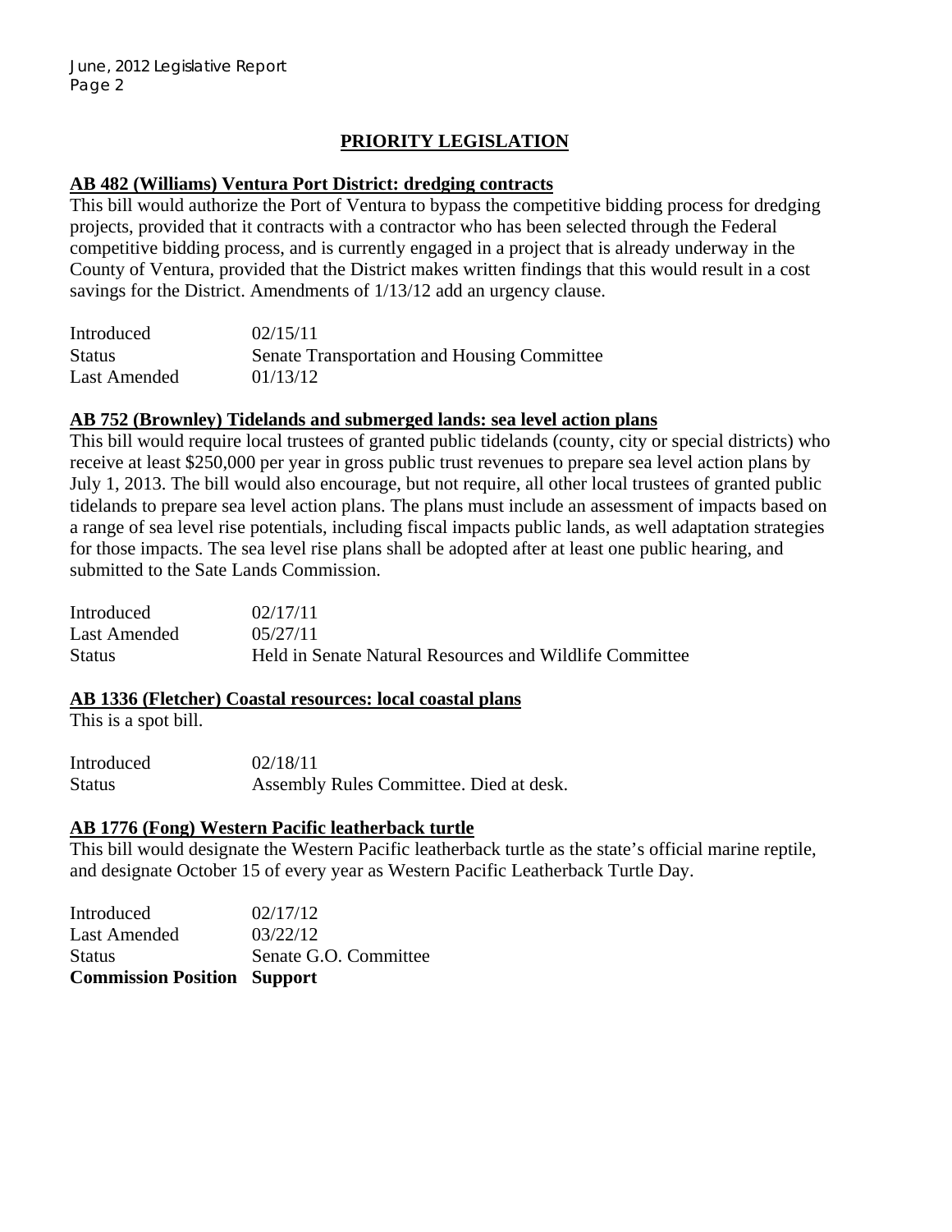## PRIORITY LEGISLATION

### AB 482 (Williams) Ventura Port District: dredging contracts

This bill would authorize the Port of Ventura to bypass the competitive bidding process for dredging projects, provided that it contracts with a contractor who has been selected through the Federal competitive bidding process, and is currently engaged in a project that is already underway in the County of Ventura, provided that the District makes written findings that this would result in a cost savings for the District. Amendments of 1/13/12 add an urgency clause.

| | |
|---|---|
| Introduced | 02/15/11 |
| Status | Senate Transportation and Housing Committee |
| Last Amended | 01/13/12 |

### AB 752 (Brownley) Tidelands and submerged lands: sea level action plans

This bill would require local trustees of granted public tidelands (county, city or special districts) who receive at least $250,000 per year in gross public trust revenues to prepare sea level action plans by July 1, 2013. The bill would also encourage, but not require, all other local trustees of granted public tidelands to prepare sea level action plans. The plans must include an assessment of impacts based on a range of sea level rise potentials, including fiscal impacts public lands, as well adaptation strategies for those impacts. The sea level rise plans shall be adopted after at least one public hearing, and submitted to the Sate Lands Commission.

| | |
|---|---|
| Introduced | 02/17/11 |
| Last Amended | 05/27/11 |
| Status | Held in Senate Natural Resources and Wildlife Committee |

### AB 1336 (Fletcher) Coastal resources: local coastal plans

This is a spot bill.

| | |
|---|---|
| Introduced | 02/18/11 |
| Status | Assembly Rules Committee. Died at desk. |

### AB 1776 (Fong) Western Pacific leatherback turtle

This bill would designate the Western Pacific leatherback turtle as the state's official marine reptile, and designate October 15 of every year as Western Pacific Leatherback Turtle Day.

| | |
|---|---|
| Introduced | 02/17/12 |
| Last Amended | 03/22/12 |
| Status | Senate G.O. Committee |
| **Commission Position** | **Support** |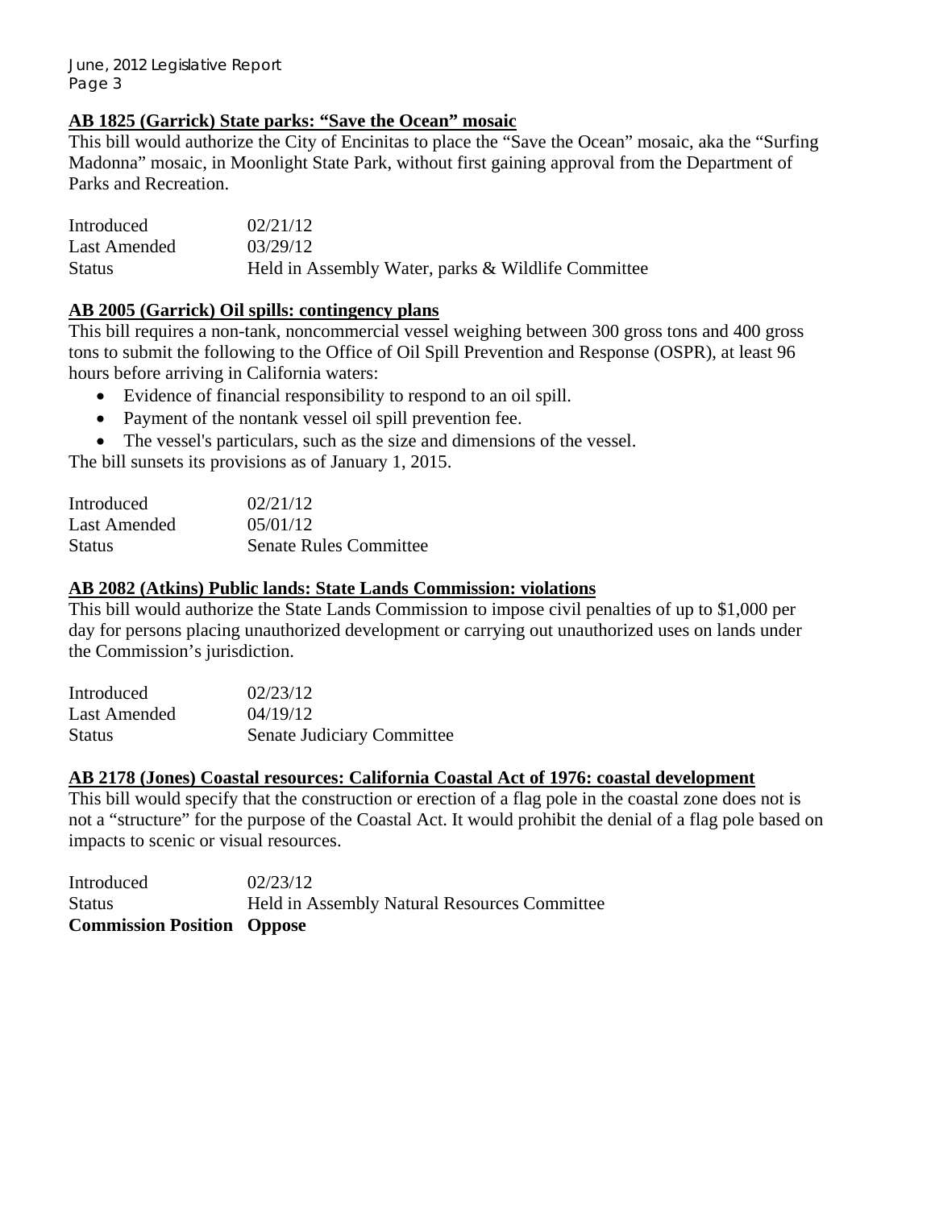### AB 1825 (Garrick) State parks: "Save the Ocean" mosaic

This bill would authorize the City of Encinitas to place the "Save the Ocean" mosaic, aka the "Surfing Madonna" mosaic, in Moonlight State Park, without first gaining approval from the Department of Parks and Recreation.

| | |
|---|---|
| Introduced | 02/21/12 |
| Last Amended | 03/29/12 |
| Status | Held in Assembly Water, parks & Wildlife Committee |

### AB 2005 (Garrick) Oil spills: contingency plans

This bill requires a non-tank, noncommercial vessel weighing between 300 gross tons and 400 gross tons to submit the following to the Office of Oil Spill Prevention and Response (OSPR), at least 96 hours before arriving in California waters:

- Evidence of financial responsibility to respond to an oil spill.
- Payment of the nontank vessel oil spill prevention fee.
- The vessel's particulars, such as the size and dimensions of the vessel.

The bill sunsets its provisions as of January 1, 2015.

| | |
|---|---|
| Introduced | 02/21/12 |
| Last Amended | 05/01/12 |
| Status | Senate Rules Committee |

### AB 2082 (Atkins) Public lands: State Lands Commission: violations

This bill would authorize the State Lands Commission to impose civil penalties of up to $1,000 per day for persons placing unauthorized development or carrying out unauthorized uses on lands under the Commission's jurisdiction.

| | |
|---|---|
| Introduced | 02/23/12 |
| Last Amended | 04/19/12 |
| Status | Senate Judiciary Committee |

### AB 2178 (Jones) Coastal resources: California Coastal Act of 1976: coastal development

This bill would specify that the construction or erection of a flag pole in the coastal zone does not is not a "structure" for the purpose of the Coastal Act. It would prohibit the denial of a flag pole based on impacts to scenic or visual resources.

| | |
|---|---|
| Introduced | 02/23/12 |
| Status | Held in Assembly Natural Resources Committee |
| **Commission Position** | **Oppose** |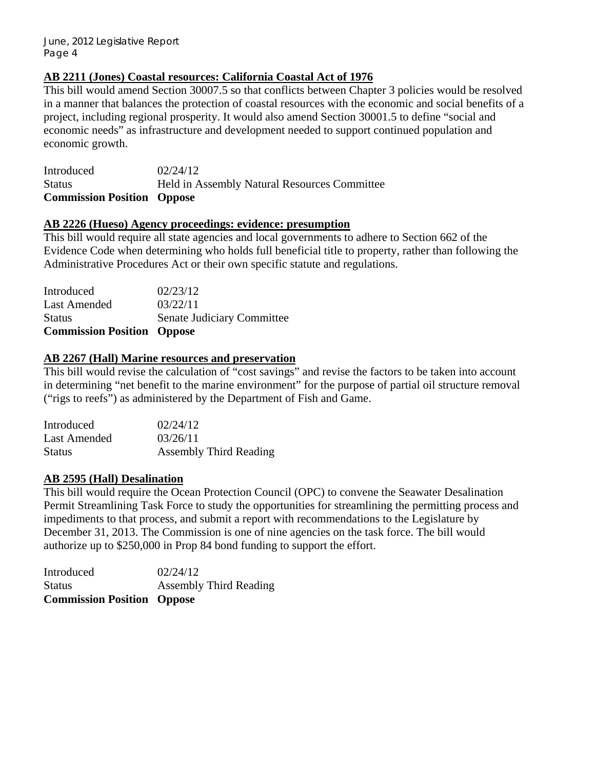**AB 2211 (Jones) Coastal resources: California Coastal Act of 1976**

This bill would amend Section 30007.5 so that conflicts between Chapter 3 policies would be resolved in a manner that balances the protection of coastal resources with the economic and social benefits of a project, including regional prosperity. It would also amend Section 30001.5 to define "social and economic needs" as infrastructure and development needed to support continued population and economic growth.

| | |
|---|---|
| Introduced | 02/24/12 |
| Status | Held in Assembly Natural Resources Committee |
| **Commission Position** | **Oppose** |

**AB 2226 (Hueso) Agency proceedings: evidence: presumption**

This bill would require all state agencies and local governments to adhere to Section 662 of the Evidence Code when determining who holds full beneficial title to property, rather than following the Administrative Procedures Act or their own specific statute and regulations.

| | |
|---|---|
| Introduced | 02/23/12 |
| Last Amended | 03/22/11 |
| Status | Senate Judiciary Committee |
| **Commission Position** | **Oppose** |

**AB 2267 (Hall) Marine resources and preservation**

This bill would revise the calculation of "cost savings" and revise the factors to be taken into account in determining "net benefit to the marine environment" for the purpose of partial oil structure removal ("rigs to reefs") as administered by the Department of Fish and Game.

| | |
|---|---|
| Introduced | 02/24/12 |
| Last Amended | 03/26/11 |
| Status | Assembly Third Reading |

**AB 2595 (Hall) Desalination**

This bill would require the Ocean Protection Council (OPC) to convene the Seawater Desalination Permit Streamlining Task Force to study the opportunities for streamlining the permitting process and impediments to that process, and submit a report with recommendations to the Legislature by December 31, 2013. The Commission is one of nine agencies on the task force. The bill would authorize up to $250,000 in Prop 84 bond funding to support the effort.

| | |
|---|---|
| Introduced | 02/24/12 |
| Status | Assembly Third Reading |
| **Commission Position** | **Oppose** |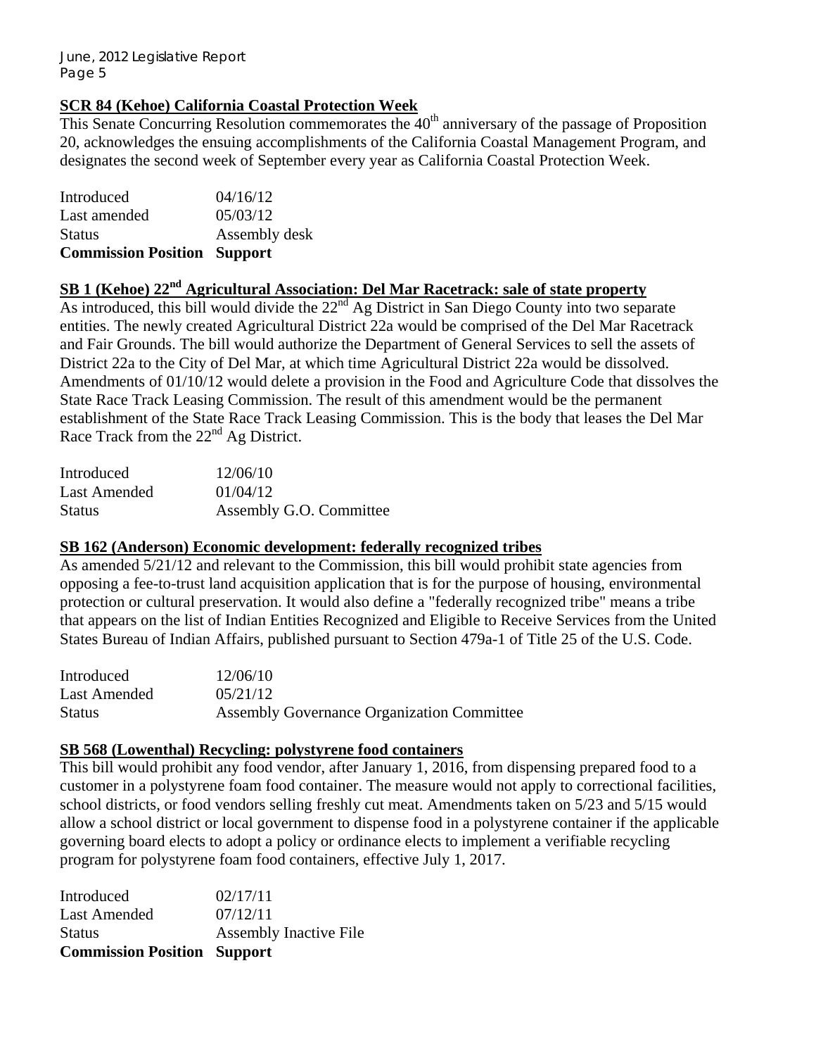### SCR 84 (Kehoe) California Coastal Protection Week

This Senate Concurring Resolution commemorates the 40th anniversary of the passage of Proposition 20, acknowledges the ensuing accomplishments of the California Coastal Management Program, and designates the second week of September every year as California Coastal Protection Week.

| | |
|---|---|
| Introduced | 04/16/12 |
| Last amended | 05/03/12 |
| Status | Assembly desk |
| **Commission Position** | **Support** |

### SB 1 (Kehoe) 22nd Agricultural Association: Del Mar Racetrack: sale of state property

As introduced, this bill would divide the 22nd Ag District in San Diego County into two separate entities. The newly created Agricultural District 22a would be comprised of the Del Mar Racetrack and Fair Grounds. The bill would authorize the Department of General Services to sell the assets of District 22a to the City of Del Mar, at which time Agricultural District 22a would be dissolved. Amendments of 01/10/12 would delete a provision in the Food and Agriculture Code that dissolves the State Race Track Leasing Commission. The result of this amendment would be the permanent establishment of the State Race Track Leasing Commission. This is the body that leases the Del Mar Race Track from the 22nd Ag District.

| | |
|---|---|
| Introduced | 12/06/10 |
| Last Amended | 01/04/12 |
| Status | Assembly G.O. Committee |

### SB 162 (Anderson) Economic development: federally recognized tribes

As amended 5/21/12 and relevant to the Commission, this bill would prohibit state agencies from opposing a fee-to-trust land acquisition application that is for the purpose of housing, environmental protection or cultural preservation. It would also define a "federally recognized tribe" means a tribe that appears on the list of Indian Entities Recognized and Eligible to Receive Services from the United States Bureau of Indian Affairs, published pursuant to Section 479a-1 of Title 25 of the U.S. Code.

| | |
|---|---|
| Introduced | 12/06/10 |
| Last Amended | 05/21/12 |
| Status | Assembly Governance Organization Committee |

### SB 568 (Lowenthal) Recycling: polystyrene food containers

This bill would prohibit any food vendor, after January 1, 2016, from dispensing prepared food to a customer in a polystyrene foam food container. The measure would not apply to correctional facilities, school districts, or food vendors selling freshly cut meat. Amendments taken on 5/23 and 5/15 would allow a school district or local government to dispense food in a polystyrene container if the applicable governing board elects to adopt a policy or ordinance elects to implement a verifiable recycling program for polystyrene foam food containers, effective July 1, 2017.

| | |
|---|---|
| Introduced | 02/17/11 |
| Last Amended | 07/12/11 |
| Status | Assembly Inactive File |
| **Commission Position** | **Support** |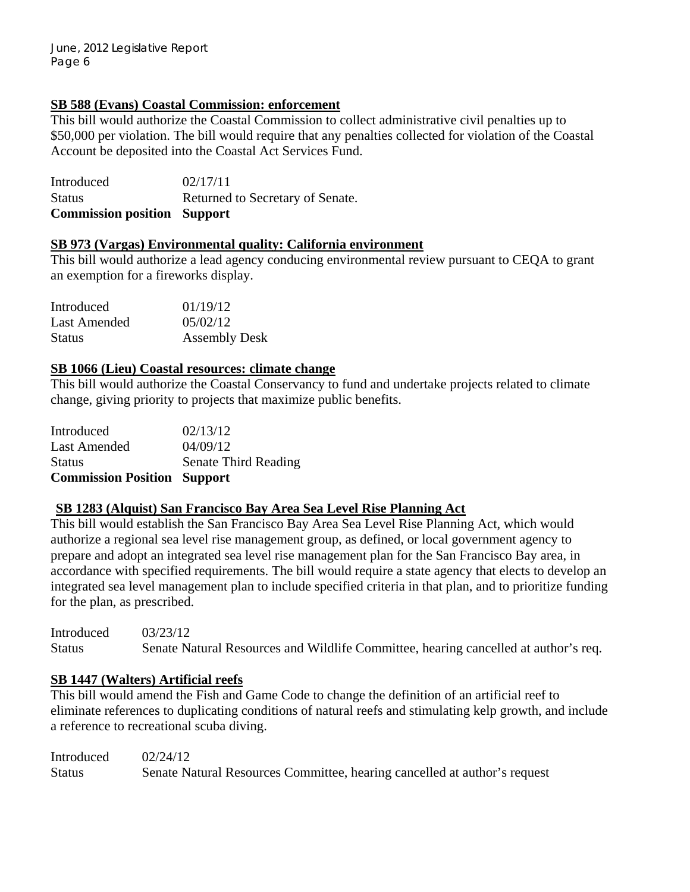### SB 588 (Evans) Coastal Commission: enforcement

This bill would authorize the Coastal Commission to collect administrative civil penalties up to $50,000 per violation. The bill would require that any penalties collected for violation of the Coastal Account be deposited into the Coastal Act Services Fund.

| | |
|---|---|
| Introduced | 02/17/11 |
| Status | Returned to Secretary of Senate. |
| **Commission position** | **Support** |

### SB 973 (Vargas) Environmental quality: California environment

This bill would authorize a lead agency conducing environmental review pursuant to CEQA to grant an exemption for a fireworks display.

| | |
|---|---|
| Introduced | 01/19/12 |
| Last Amended | 05/02/12 |
| Status | Assembly Desk |

### SB 1066 (Lieu) Coastal resources: climate change

This bill would authorize the Coastal Conservancy to fund and undertake projects related to climate change, giving priority to projects that maximize public benefits.

| | |
|---|---|
| Introduced | 02/13/12 |
| Last Amended | 04/09/12 |
| Status | Senate Third Reading |
| **Commission Position** | **Support** |

### SB 1283 (Alquist) San Francisco Bay Area Sea Level Rise Planning Act

This bill would establish the San Francisco Bay Area Sea Level Rise Planning Act, which would authorize a regional sea level rise management group, as defined, or local government agency to prepare and adopt an integrated sea level rise management plan for the San Francisco Bay area, in accordance with specified requirements. The bill would require a state agency that elects to develop an integrated sea level management plan to include specified criteria in that plan, and to prioritize funding for the plan, as prescribed.

| | |
|---|---|
| Introduced | 03/23/12 |
| Status | Senate Natural Resources and Wildlife Committee, hearing cancelled at author's req. |

### SB 1447 (Walters) Artificial reefs

This bill would amend the Fish and Game Code to change the definition of an artificial reef to eliminate references to duplicating conditions of natural reefs and stimulating kelp growth, and include a reference to recreational scuba diving.

| | |
|---|---|
| Introduced | 02/24/12 |
| Status | Senate Natural Resources Committee, hearing cancelled at author's request |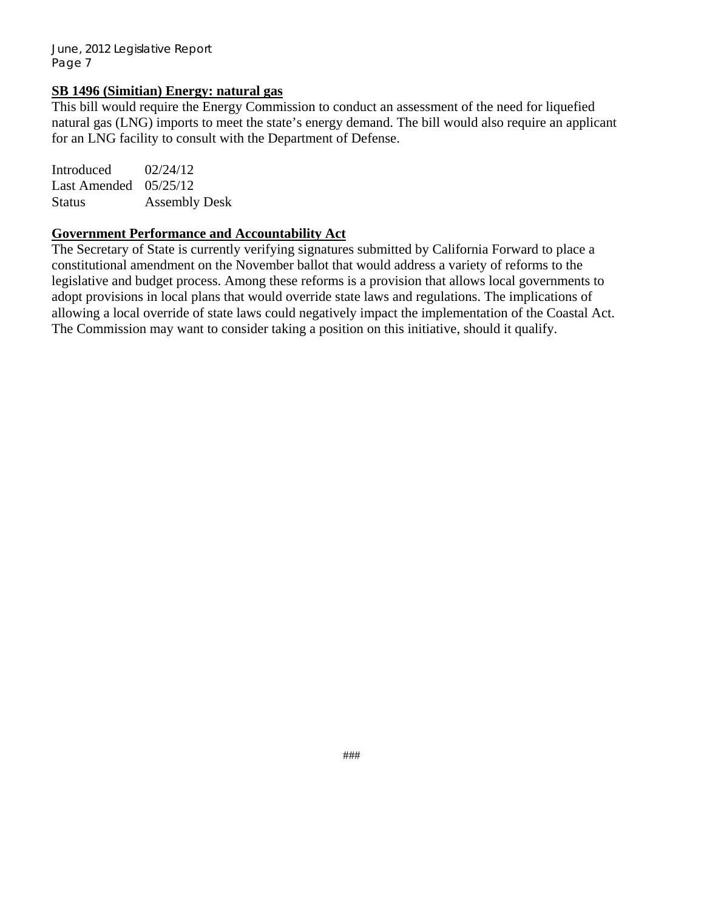**SB 1496 (Simitian) Energy: natural gas**

This bill would require the Energy Commission to conduct an assessment of the need for liquefied natural gas (LNG) imports to meet the state's energy demand. The bill would also require an applicant for an LNG facility to consult with the Department of Defense.

| | |
|---|---|
| Introduced | 02/24/12 |
| Last Amended | 05/25/12 |
| Status | Assembly Desk |

**Government Performance and Accountability Act**

The Secretary of State is currently verifying signatures submitted by California Forward to place a constitutional amendment on the November ballot that would address a variety of reforms to the legislative and budget process. Among these reforms is a provision that allows local governments to adopt provisions in local plans that would override state laws and regulations. The implications of allowing a local override of state laws could negatively impact the implementation of the Coastal Act. The Commission may want to consider taking a position on this initiative, should it qualify.

###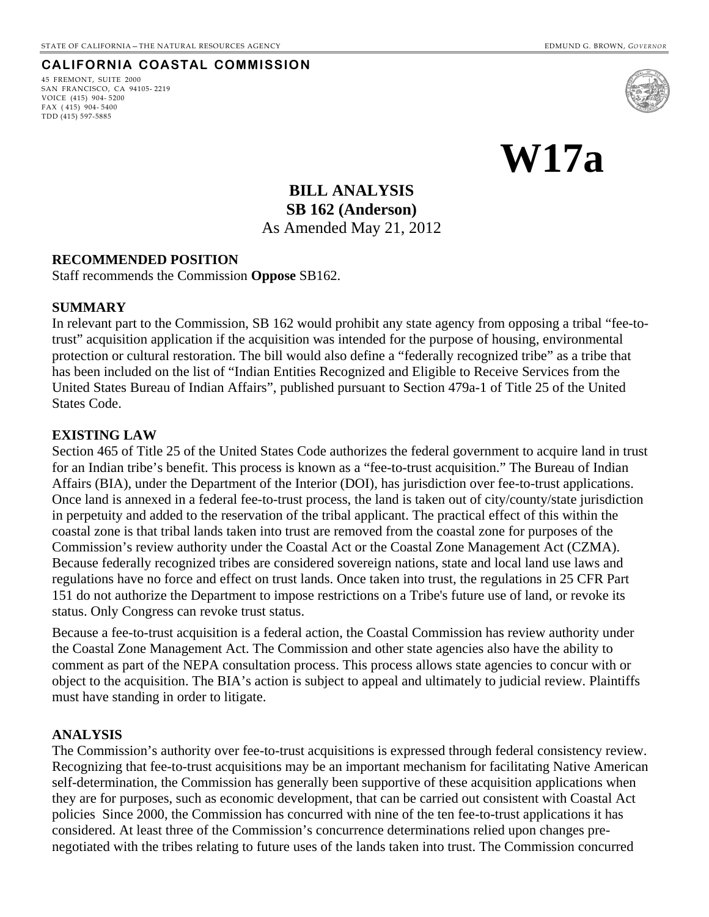STATE OF CALIFORNIA – THE NATURAL RESOURCES AGENCY — EDMUND G. BROWN, *GOVERNOR*

**CALIFORNIA COASTAL COMMISSION**

45 FREMONT, SUITE 2000
SAN FRANCISCO, CA 94105- 2219
VOICE (415) 904- 5200
FAX ( 415) 904- 5400
TDD (415) 597-5885

# W17a

## BILL ANALYSIS
## SB 162 (Anderson)
As Amended May 21, 2012

### RECOMMENDED POSITION

Staff recommends the Commission **Oppose** SB162.

### SUMMARY

In relevant part to the Commission, SB 162 would prohibit any state agency from opposing a tribal "fee-to-trust" acquisition application if the acquisition was intended for the purpose of housing, environmental protection or cultural restoration. The bill would also define a "federally recognized tribe" as a tribe that has been included on the list of "Indian Entities Recognized and Eligible to Receive Services from the United States Bureau of Indian Affairs", published pursuant to Section 479a-1 of Title 25 of the United States Code.

### EXISTING LAW

Section 465 of Title 25 of the United States Code authorizes the federal government to acquire land in trust for an Indian tribe's benefit. This process is known as a "fee-to-trust acquisition." The Bureau of Indian Affairs (BIA), under the Department of the Interior (DOI), has jurisdiction over fee-to-trust applications. Once land is annexed in a federal fee-to-trust process, the land is taken out of city/county/state jurisdiction in perpetuity and added to the reservation of the tribal applicant. The practical effect of this within the coastal zone is that tribal lands taken into trust are removed from the coastal zone for purposes of the Commission's review authority under the Coastal Act or the Coastal Zone Management Act (CZMA). Because federally recognized tribes are considered sovereign nations, state and local land use laws and regulations have no force and effect on trust lands. Once taken into trust, the regulations in 25 CFR Part 151 do not authorize the Department to impose restrictions on a Tribe's future use of land, or revoke its status. Only Congress can revoke trust status.

Because a fee-to-trust acquisition is a federal action, the Coastal Commission has review authority under the Coastal Zone Management Act. The Commission and other state agencies also have the ability to comment as part of the NEPA consultation process. This process allows state agencies to concur with or object to the acquisition. The BIA's action is subject to appeal and ultimately to judicial review. Plaintiffs must have standing in order to litigate.

### ANALYSIS

The Commission's authority over fee-to-trust acquisitions is expressed through federal consistency review. Recognizing that fee-to-trust acquisitions may be an important mechanism for facilitating Native American self-determination, the Commission has generally been supportive of these acquisition applications when they are for purposes, such as economic development, that can be carried out consistent with Coastal Act policies Since 2000, the Commission has concurred with nine of the ten fee-to-trust applications it has considered. At least three of the Commission's concurrence determinations relied upon changes pre-negotiated with the tribes relating to future uses of the lands taken into trust. The Commission concurred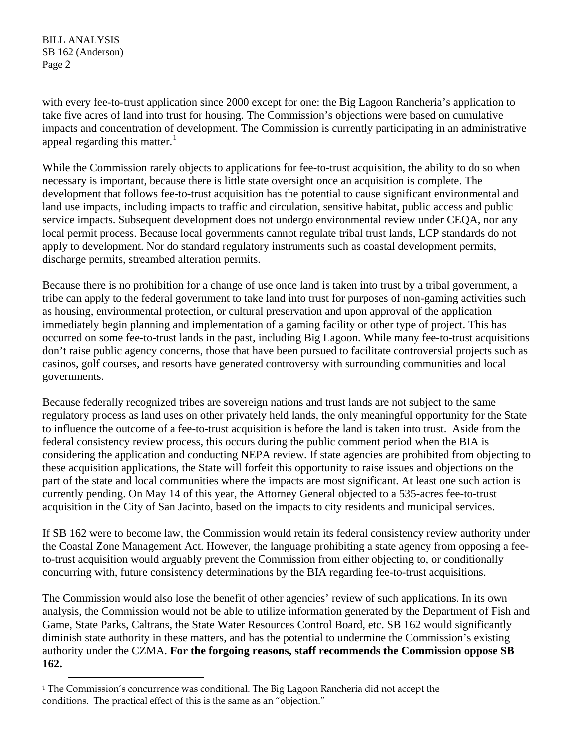with every fee-to-trust application since 2000 except for one: the Big Lagoon Rancheria's application to take five acres of land into trust for housing. The Commission's objections were based on cumulative impacts and concentration of development. The Commission is currently participating in an administrative appeal regarding this matter.[1]

While the Commission rarely objects to applications for fee-to-trust acquisition, the ability to do so when necessary is important, because there is little state oversight once an acquisition is complete. The development that follows fee-to-trust acquisition has the potential to cause significant environmental and land use impacts, including impacts to traffic and circulation, sensitive habitat, public access and public service impacts. Subsequent development does not undergo environmental review under CEQA, nor any local permit process. Because local governments cannot regulate tribal trust lands, LCP standards do not apply to development. Nor do standard regulatory instruments such as coastal development permits, discharge permits, streambed alteration permits.

Because there is no prohibition for a change of use once land is taken into trust by a tribal government, a tribe can apply to the federal government to take land into trust for purposes of non-gaming activities such as housing, environmental protection, or cultural preservation and upon approval of the application immediately begin planning and implementation of a gaming facility or other type of project. This has occurred on some fee-to-trust lands in the past, including Big Lagoon. While many fee-to-trust acquisitions don't raise public agency concerns, those that have been pursued to facilitate controversial projects such as casinos, golf courses, and resorts have generated controversy with surrounding communities and local governments.

Because federally recognized tribes are sovereign nations and trust lands are not subject to the same regulatory process as land uses on other privately held lands, the only meaningful opportunity for the State to influence the outcome of a fee-to-trust acquisition is before the land is taken into trust. Aside from the federal consistency review process, this occurs during the public comment period when the BIA is considering the application and conducting NEPA review. If state agencies are prohibited from objecting to these acquisition applications, the State will forfeit this opportunity to raise issues and objections on the part of the state and local communities where the impacts are most significant. At least one such action is currently pending. On May 14 of this year, the Attorney General objected to a 535-acres fee-to-trust acquisition in the City of San Jacinto, based on the impacts to city residents and municipal services.

If SB 162 were to become law, the Commission would retain its federal consistency review authority under the Coastal Zone Management Act. However, the language prohibiting a state agency from opposing a fee-to-trust acquisition would arguably prevent the Commission from either objecting to, or conditionally concurring with, future consistency determinations by the BIA regarding fee-to-trust acquisitions.

The Commission would also lose the benefit of other agencies' review of such applications. In its own analysis, the Commission would not be able to utilize information generated by the Department of Fish and Game, State Parks, Caltrans, the State Water Resources Control Board, etc. SB 162 would significantly diminish state authority in these matters, and has the potential to undermine the Commission's existing authority under the CZMA. **For the forgoing reasons, staff recommends the Commission oppose SB 162.**

[1] The Commission's concurrence was conditional. The Big Lagoon Rancheria did not accept the conditions. The practical effect of this is the same as an "objection."